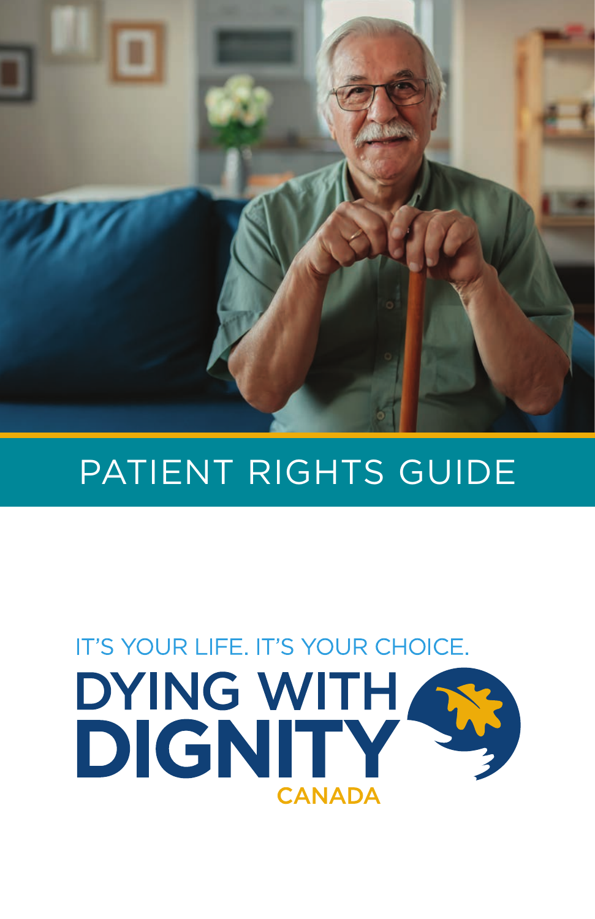# PATIENT RIGHTS GUIDE

IT'S YOUR LIFE. IT'S YOUR CHOICE.

DYING WITH DIGNITY CANADA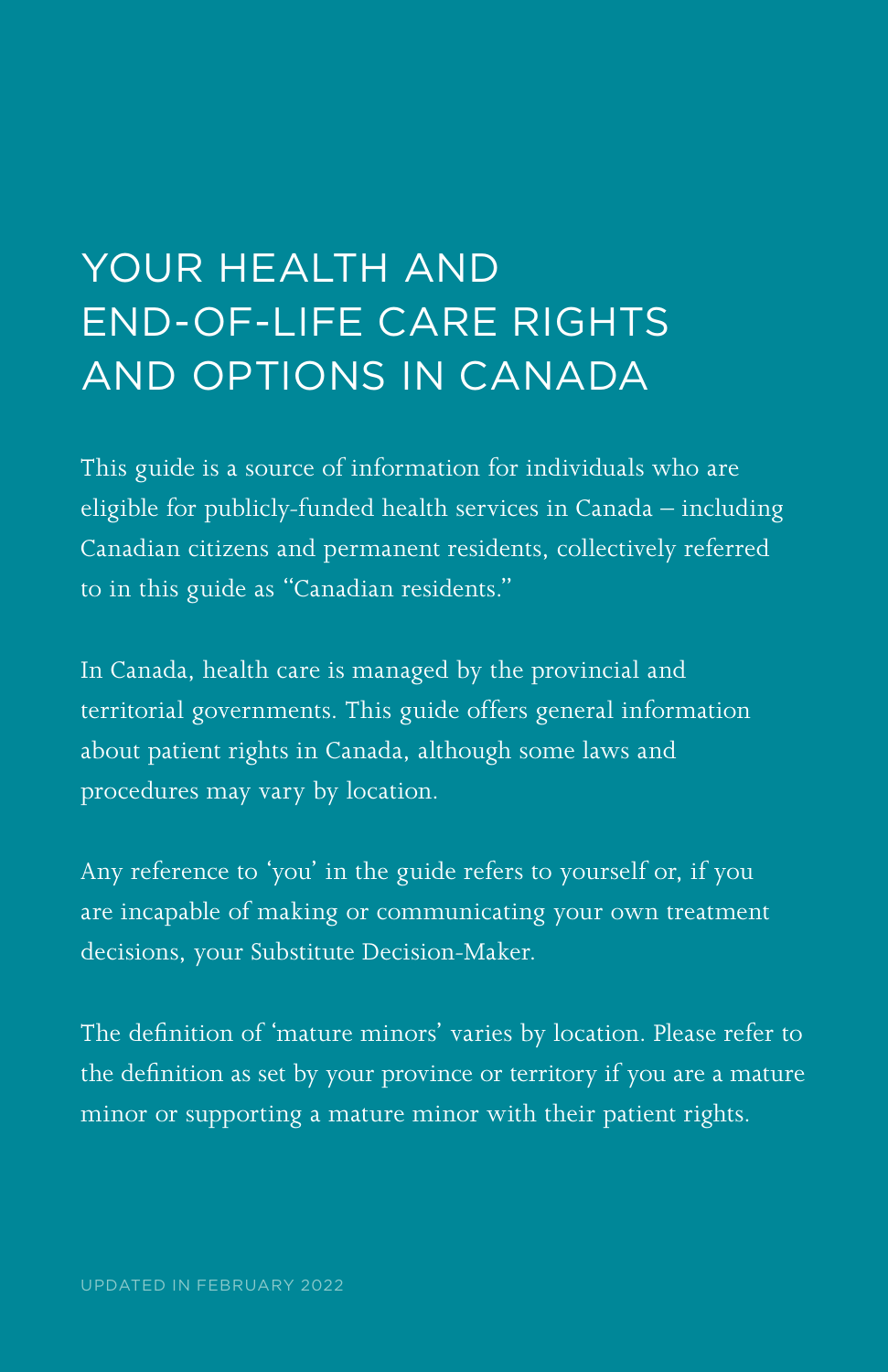# YOUR HEALTH AND END-OF-LIFE CARE RIGHTS AND OPTIONS IN CANADA

This guide is a source of information for individuals who are eligible for publicly-funded health services in Canada – including Canadian citizens and permanent residents, collectively referred to in this guide as "Canadian residents."

In Canada, health care is managed by the provincial and territorial governments. This guide offers general information about patient rights in Canada, although some laws and procedures may vary by location.

Any reference to 'you' in the guide refers to yourself or, if you are incapable of making or communicating your own treatment decisions, your Substitute Decision-Maker.

The definition of 'mature minors' varies by location. Please refer to the definition as set by your province or territory if you are a mature minor or supporting a mature minor with their patient rights.

UPDATED IN FEBRUARY 2022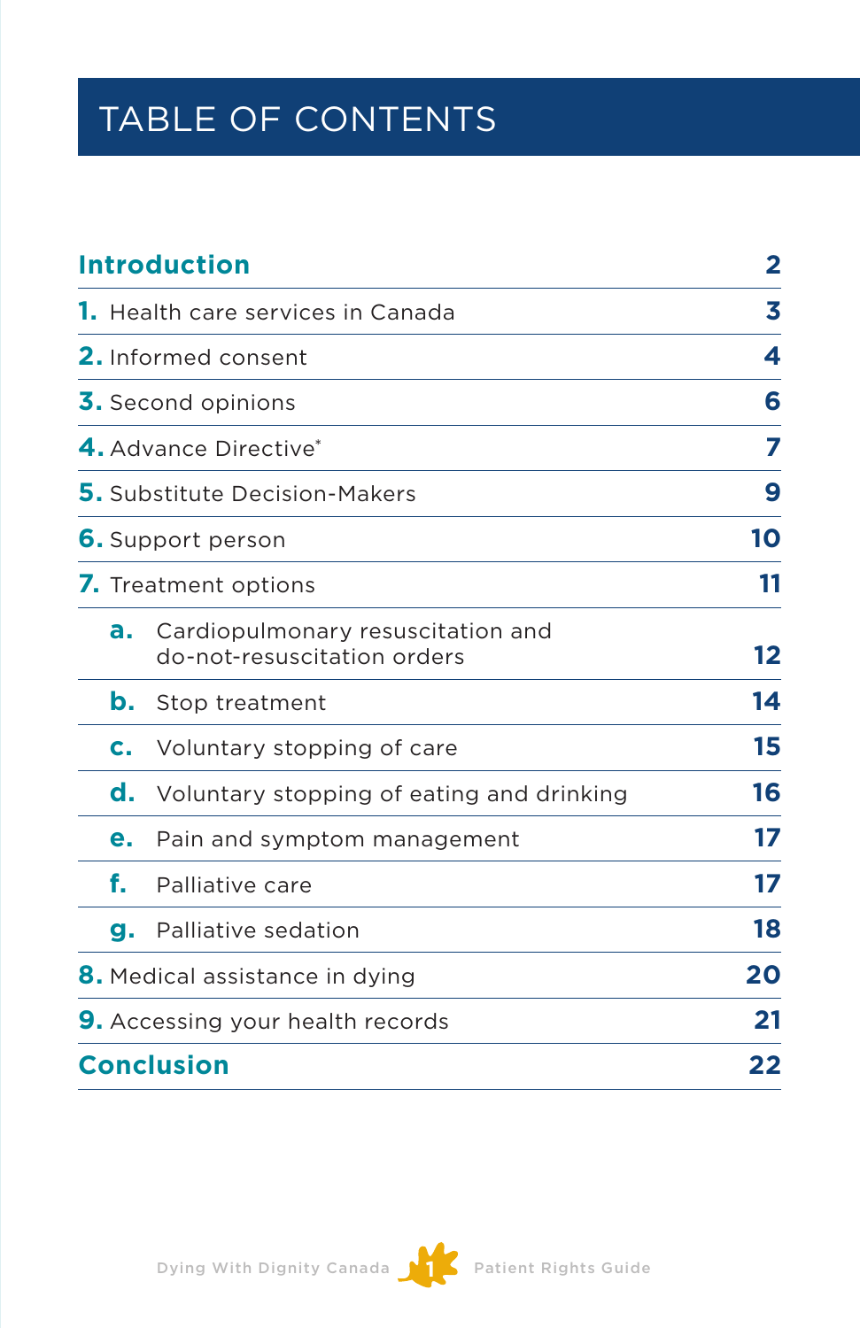# TABLE OF CONTENTS

| | |
|---|---|
| **Introduction** | **2** |
| **1.** Health care services in Canada | **3** |
| **2.** Informed consent | **4** |
| **3.** Second opinions | **6** |
| **4.** Advance Directive* | **7** |
| **5.** Substitute Decision-Makers | **9** |
| **6.** Support person | **10** |
| **7.** Treatment options | **11** |
| **a.** Cardiopulmonary resuscitation and do-not-resuscitation orders | **12** |
| **b.** Stop treatment | **14** |
| **c.** Voluntary stopping of care | **15** |
| **d.** Voluntary stopping of eating and drinking | **16** |
| **e.** Pain and symptom management | **17** |
| **f.** Palliative care | **17** |
| **g.** Palliative sedation | **18** |
| **8.** Medical assistance in dying | **20** |
| **9.** Accessing your health records | **21** |
| **Conclusion** | **22** |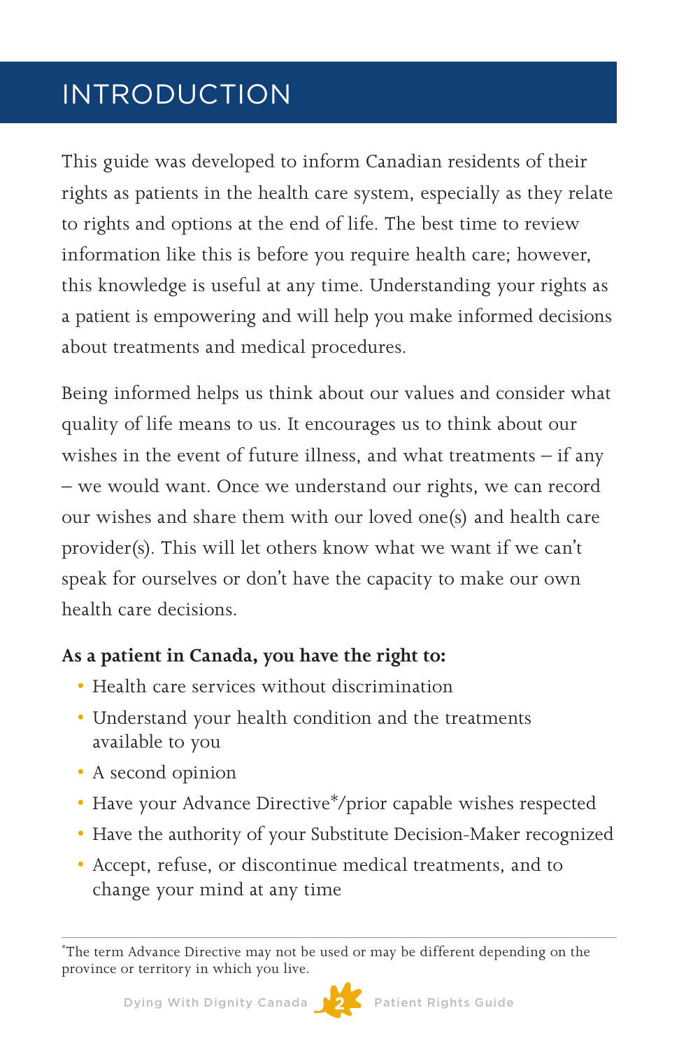# INTRODUCTION

This guide was developed to inform Canadian residents of their rights as patients in the health care system, especially as they relate to rights and options at the end of life. The best time to review information like this is before you require health care; however, this knowledge is useful at any time. Understanding your rights as a patient is empowering and will help you make informed decisions about treatments and medical procedures.

Being informed helps us think about our values and consider what quality of life means to us. It encourages us to think about our wishes in the event of future illness, and what treatments – if any – we would want. Once we understand our rights, we can record our wishes and share them with our loved one(s) and health care provider(s). This will let others know what we want if we can't speak for ourselves or don't have the capacity to make our own health care decisions.

**As a patient in Canada, you have the right to:**

- Health care services without discrimination
- Understand your health condition and the treatments available to you
- A second opinion
- Have your Advance Directive*/prior capable wishes respected
- Have the authority of your Substitute Decision-Maker recognized
- Accept, refuse, or discontinue medical treatments, and to change your mind at any time

*The term Advance Directive may not be used or may be different depending on the province or territory in which you live.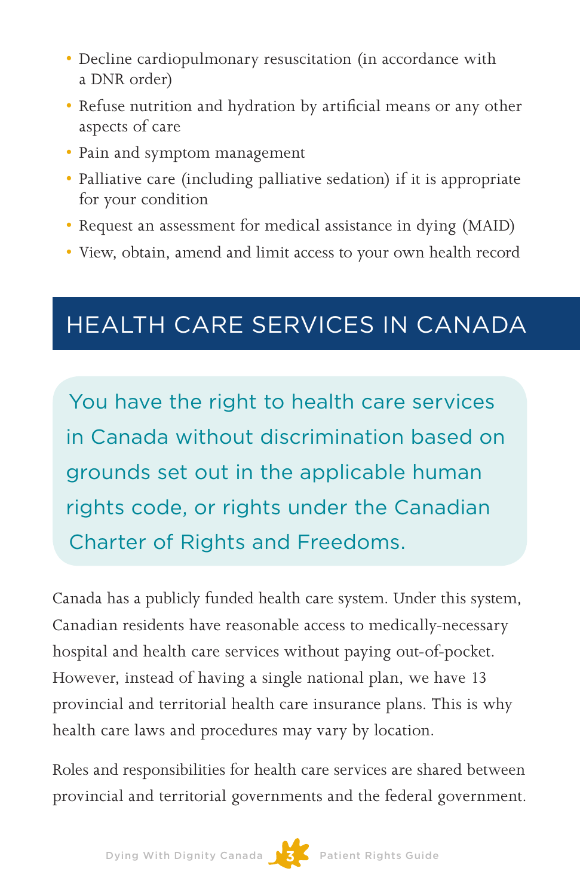- Decline cardiopulmonary resuscitation (in accordance with a DNR order)
- Refuse nutrition and hydration by artificial means or any other aspects of care
- Pain and symptom management
- Palliative care (including palliative sedation) if it is appropriate for your condition
- Request an assessment for medical assistance in dying (MAID)
- View, obtain, amend and limit access to your own health record

## HEALTH CARE SERVICES IN CANADA

> You have the right to health care services in Canada without discrimination based on grounds set out in the applicable human rights code, or rights under the Canadian Charter of Rights and Freedoms.

Canada has a publicly funded health care system. Under this system, Canadian residents have reasonable access to medically-necessary hospital and health care services without paying out-of-pocket. However, instead of having a single national plan, we have 13 provincial and territorial health care insurance plans. This is why health care laws and procedures may vary by location.

Roles and responsibilities for health care services are shared between provincial and territorial governments and the federal government.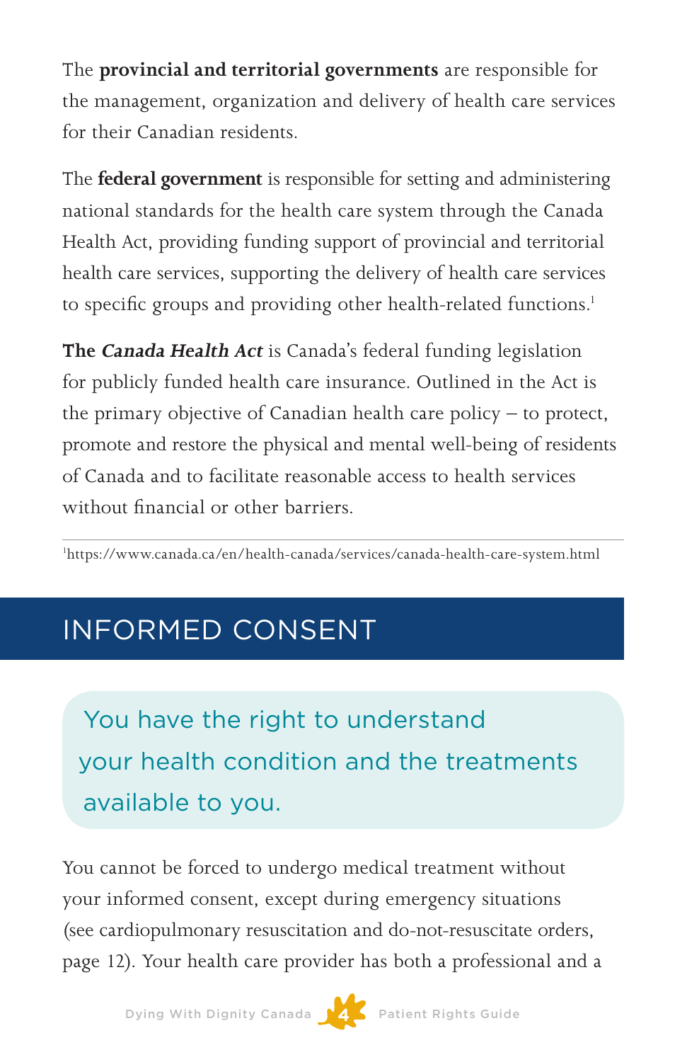The **provincial and territorial governments** are responsible for the management, organization and delivery of health care services for their Canadian residents.

The **federal government** is responsible for setting and administering national standards for the health care system through the Canada Health Act, providing funding support of provincial and territorial health care services, supporting the delivery of health care services to specific groups and providing other health-related functions.[1]

**The *Canada Health Act*** is Canada's federal funding legislation for publicly funded health care insurance. Outlined in the Act is the primary objective of Canadian health care policy – to protect, promote and restore the physical and mental well-being of residents of Canada and to facilitate reasonable access to health services without financial or other barriers.

[1]https://www.canada.ca/en/health-canada/services/canada-health-care-system.html

## INFORMED CONSENT

> You have the right to understand your health condition and the treatments available to you.

You cannot be forced to undergo medical treatment without your informed consent, except during emergency situations (see cardiopulmonary resuscitation and do-not-resuscitate orders, page 12). Your health care provider has both a professional and a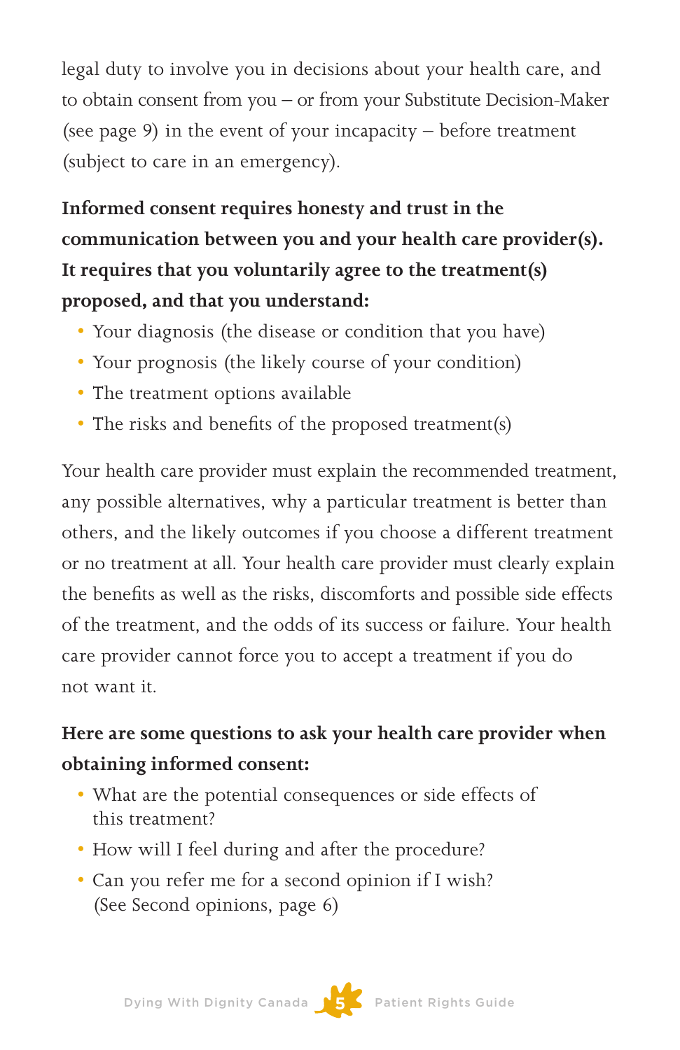legal duty to involve you in decisions about your health care, and to obtain consent from you – or from your Substitute Decision-Maker (see page 9) in the event of your incapacity – before treatment (subject to care in an emergency).

**Informed consent requires honesty and trust in the communication between you and your health care provider(s). It requires that you voluntarily agree to the treatment(s) proposed, and that you understand:**

- Your diagnosis (the disease or condition that you have)
- Your prognosis (the likely course of your condition)
- The treatment options available
- The risks and benefits of the proposed treatment(s)

Your health care provider must explain the recommended treatment, any possible alternatives, why a particular treatment is better than others, and the likely outcomes if you choose a different treatment or no treatment at all. Your health care provider must clearly explain the benefits as well as the risks, discomforts and possible side effects of the treatment, and the odds of its success or failure. Your health care provider cannot force you to accept a treatment if you do not want it.

**Here are some questions to ask your health care provider when obtaining informed consent:**

- What are the potential consequences or side effects of this treatment?
- How will I feel during and after the procedure?
- Can you refer me for a second opinion if I wish? (See Second opinions, page 6)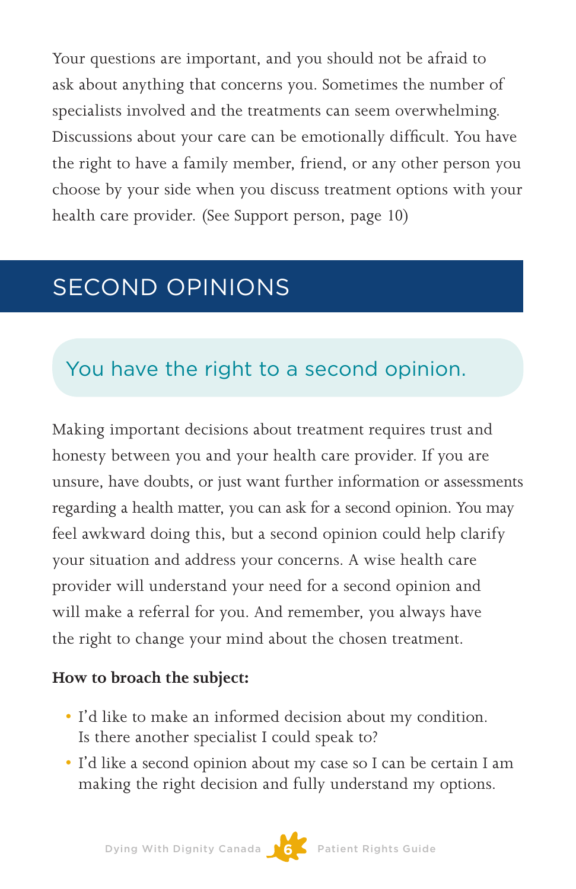Your questions are important, and you should not be afraid to ask about anything that concerns you. Sometimes the number of specialists involved and the treatments can seem overwhelming. Discussions about your care can be emotionally difficult. You have the right to have a family member, friend, or any other person you choose by your side when you discuss treatment options with your health care provider. (See Support person, page 10)

## SECOND OPINIONS

### You have the right to a second opinion.

Making important decisions about treatment requires trust and honesty between you and your health care provider. If you are unsure, have doubts, or just want further information or assessments regarding a health matter, you can ask for a second opinion. You may feel awkward doing this, but a second opinion could help clarify your situation and address your concerns. A wise health care provider will understand your need for a second opinion and will make a referral for you. And remember, you always have the right to change your mind about the chosen treatment.

**How to broach the subject:**

- I'd like to make an informed decision about my condition. Is there another specialist I could speak to?
- I'd like a second opinion about my case so I can be certain I am making the right decision and fully understand my options.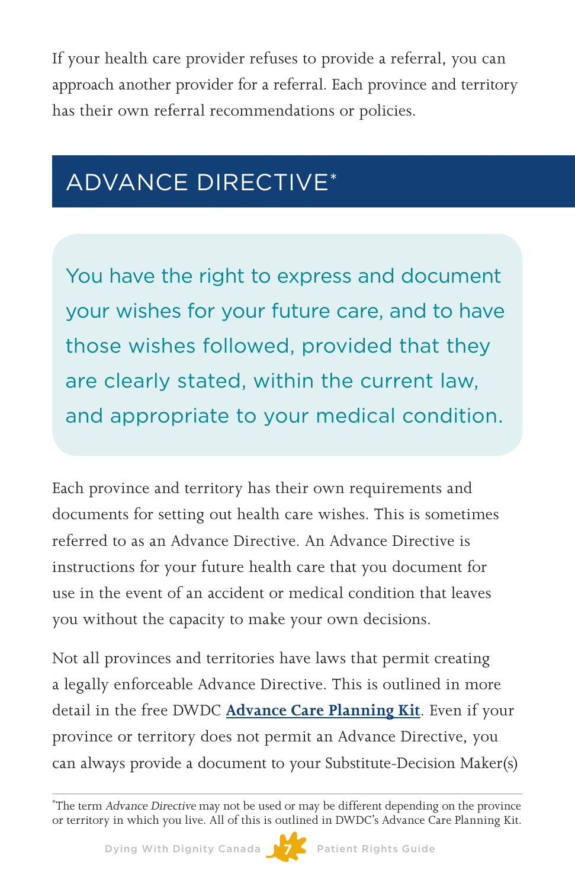If your health care provider refuses to provide a referral, you can approach another provider for a referral. Each province and territory has their own referral recommendations or policies.

## ADVANCE DIRECTIVE*

You have the right to express and document your wishes for your future care, and to have those wishes followed, provided that they are clearly stated, within the current law, and appropriate to your medical condition.

Each province and territory has their own requirements and documents for setting out health care wishes. This is sometimes referred to as an Advance Directive. An Advance Directive is instructions for your future health care that you document for use in the event of an accident or medical condition that leaves you without the capacity to make your own decisions.

Not all provinces and territories have laws that permit creating a legally enforceable Advance Directive. This is outlined in more detail in the free DWDC **Advance Care Planning Kit**. Even if your province or territory does not permit an Advance Directive, you can always provide a document to your Substitute-Decision Maker(s)

---

*The term *Advance Directive* may not be used or may be different depending on the province or territory in which you live. All of this is outlined in DWDC's Advance Care Planning Kit.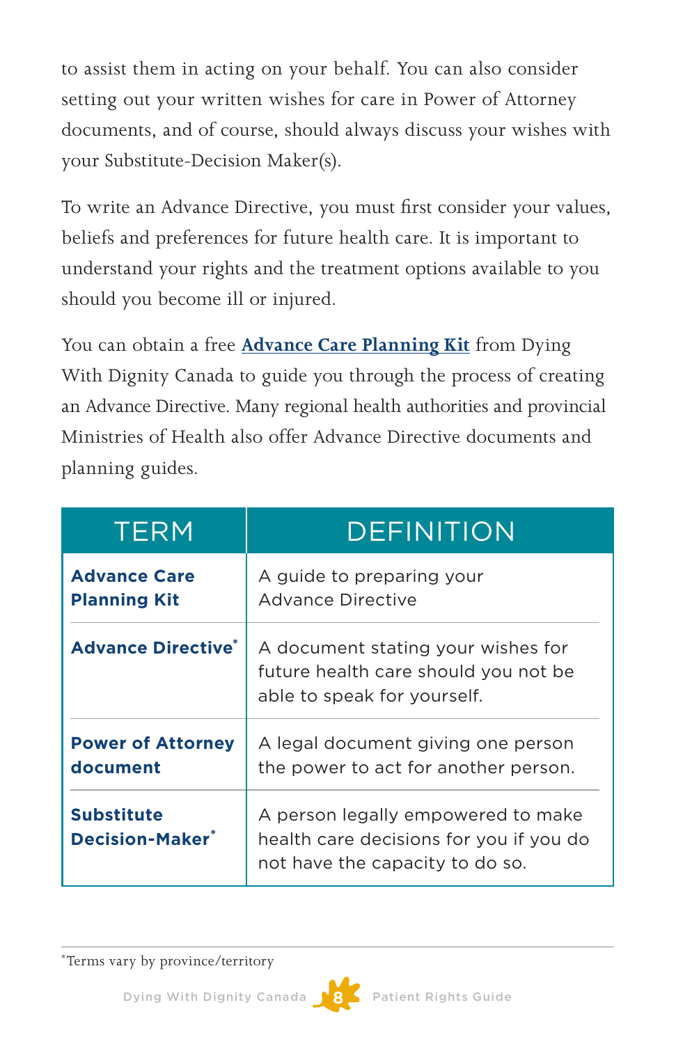to assist them in acting on your behalf. You can also consider setting out your written wishes for care in Power of Attorney documents, and of course, should always discuss your wishes with your Substitute-Decision Maker(s).

To write an Advance Directive, you must first consider your values, beliefs and preferences for future health care. It is important to understand your rights and the treatment options available to you should you become ill or injured.

You can obtain a free **Advance Care Planning Kit** from Dying With Dignity Canada to guide you through the process of creating an Advance Directive. Many regional health authorities and provincial Ministries of Health also offer Advance Directive documents and planning guides.

| TERM | DEFINITION |
|---|---|
| **Advance Care Planning Kit** | A guide to preparing your Advance Directive |
| **Advance Directive*** | A document stating your wishes for future health care should you not be able to speak for yourself. |
| **Power of Attorney document** | A legal document giving one person the power to act for another person. |
| **Substitute Decision-Maker*** | A person legally empowered to make health care decisions for you if you do not have the capacity to do so. |

*Terms vary by province/territory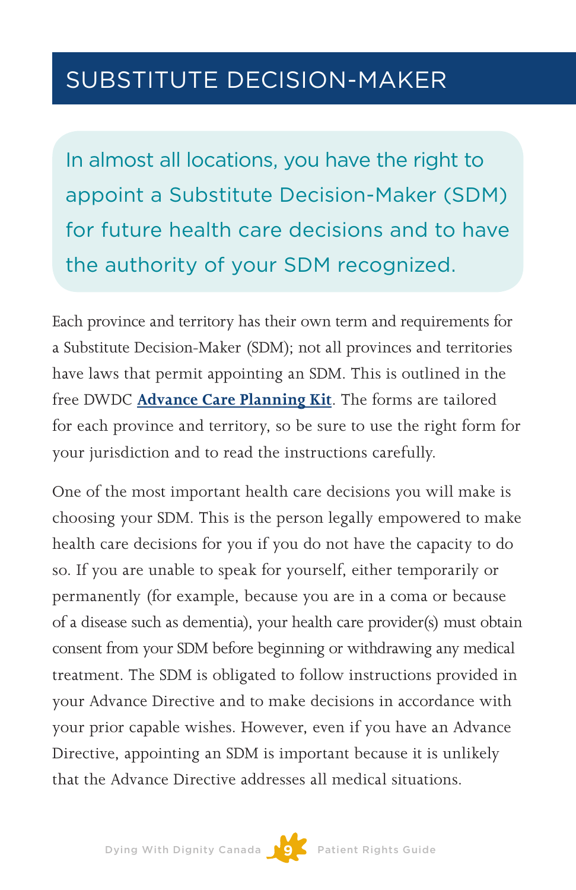# SUBSTITUTE DECISION-MAKER

In almost all locations, you have the right to appoint a Substitute Decision-Maker (SDM) for future health care decisions and to have the authority of your SDM recognized.

Each province and territory has their own term and requirements for a Substitute Decision-Maker (SDM); not all provinces and territories have laws that permit appointing an SDM. This is outlined in the free DWDC **Advance Care Planning Kit**. The forms are tailored for each province and territory, so be sure to use the right form for your jurisdiction and to read the instructions carefully.

One of the most important health care decisions you will make is choosing your SDM. This is the person legally empowered to make health care decisions for you if you do not have the capacity to do so. If you are unable to speak for yourself, either temporarily or permanently (for example, because you are in a coma or because of a disease such as dementia), your health care provider(s) must obtain consent from your SDM before beginning or withdrawing any medical treatment. The SDM is obligated to follow instructions provided in your Advance Directive and to make decisions in accordance with your prior capable wishes. However, even if you have an Advance Directive, appointing an SDM is important because it is unlikely that the Advance Directive addresses all medical situations.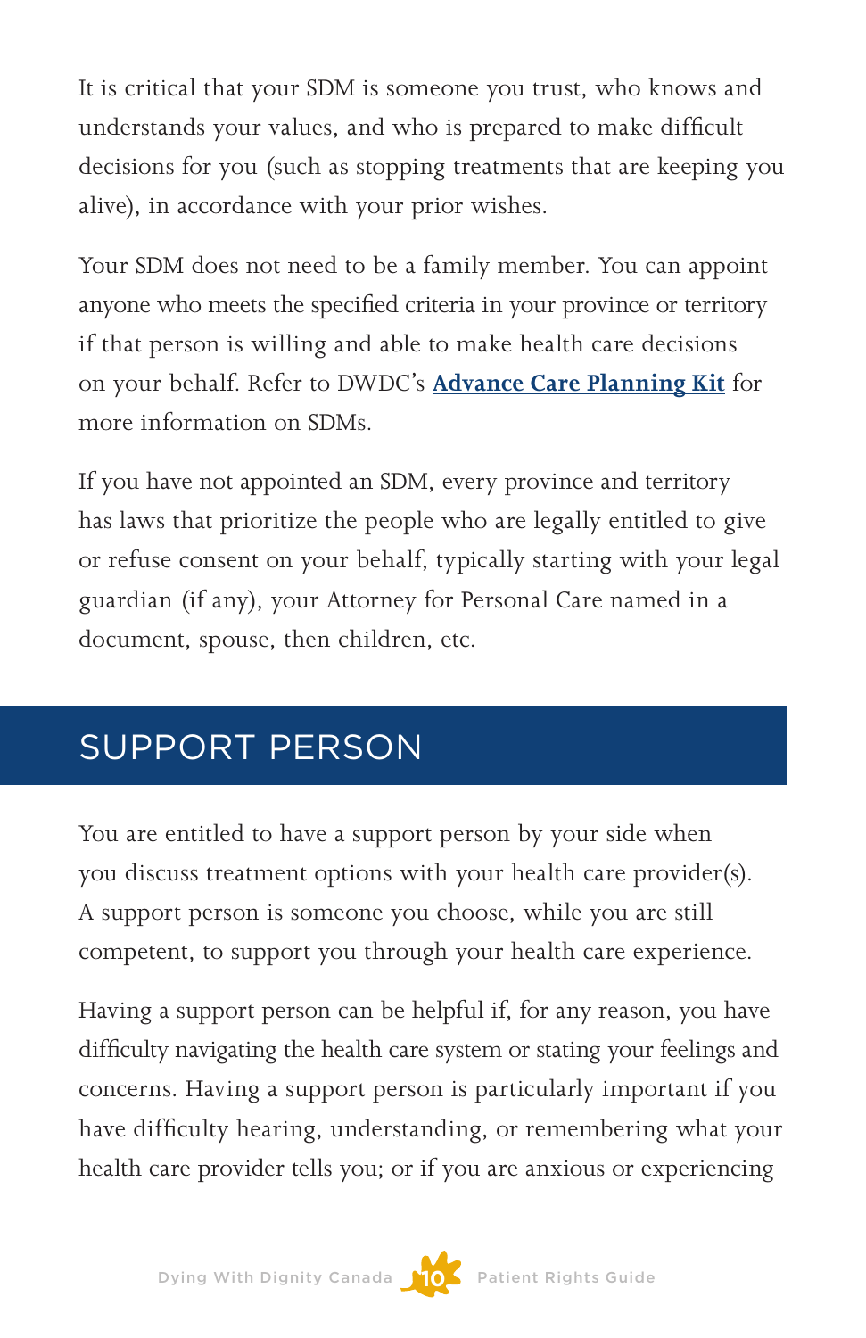It is critical that your SDM is someone you trust, who knows and understands your values, and who is prepared to make difficult decisions for you (such as stopping treatments that are keeping you alive), in accordance with your prior wishes.

Your SDM does not need to be a family member. You can appoint anyone who meets the specified criteria in your province or territory if that person is willing and able to make health care decisions on your behalf. Refer to DWDC's **Advance Care Planning Kit** for more information on SDMs.

If you have not appointed an SDM, every province and territory has laws that prioritize the people who are legally entitled to give or refuse consent on your behalf, typically starting with your legal guardian (if any), your Attorney for Personal Care named in a document, spouse, then children, etc.

## SUPPORT PERSON

You are entitled to have a support person by your side when you discuss treatment options with your health care provider(s). A support person is someone you choose, while you are still competent, to support you through your health care experience.

Having a support person can be helpful if, for any reason, you have difficulty navigating the health care system or stating your feelings and concerns. Having a support person is particularly important if you have difficulty hearing, understanding, or remembering what your health care provider tells you; or if you are anxious or experiencing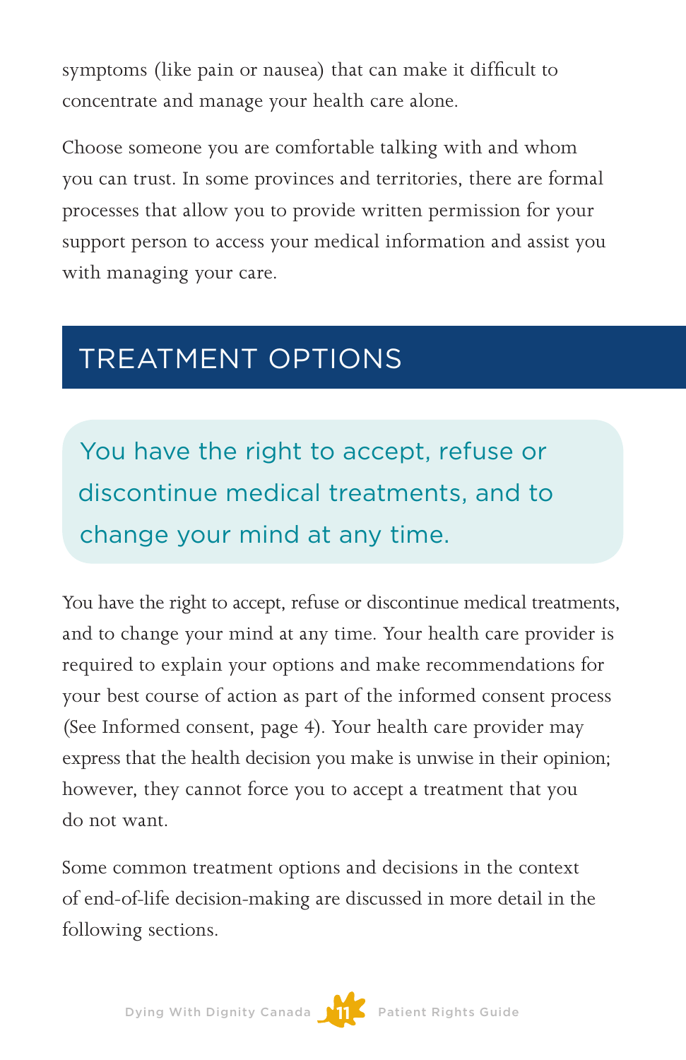symptoms (like pain or nausea) that can make it difficult to concentrate and manage your health care alone.

Choose someone you are comfortable talking with and whom you can trust. In some provinces and territories, there are formal processes that allow you to provide written permission for your support person to access your medical information and assist you with managing your care.

## TREATMENT OPTIONS

> You have the right to accept, refuse or discontinue medical treatments, and to change your mind at any time.

You have the right to accept, refuse or discontinue medical treatments, and to change your mind at any time. Your health care provider is required to explain your options and make recommendations for your best course of action as part of the informed consent process (See Informed consent, page 4). Your health care provider may express that the health decision you make is unwise in their opinion; however, they cannot force you to accept a treatment that you do not want.

Some common treatment options and decisions in the context of end-of-life decision-making are discussed in more detail in the following sections.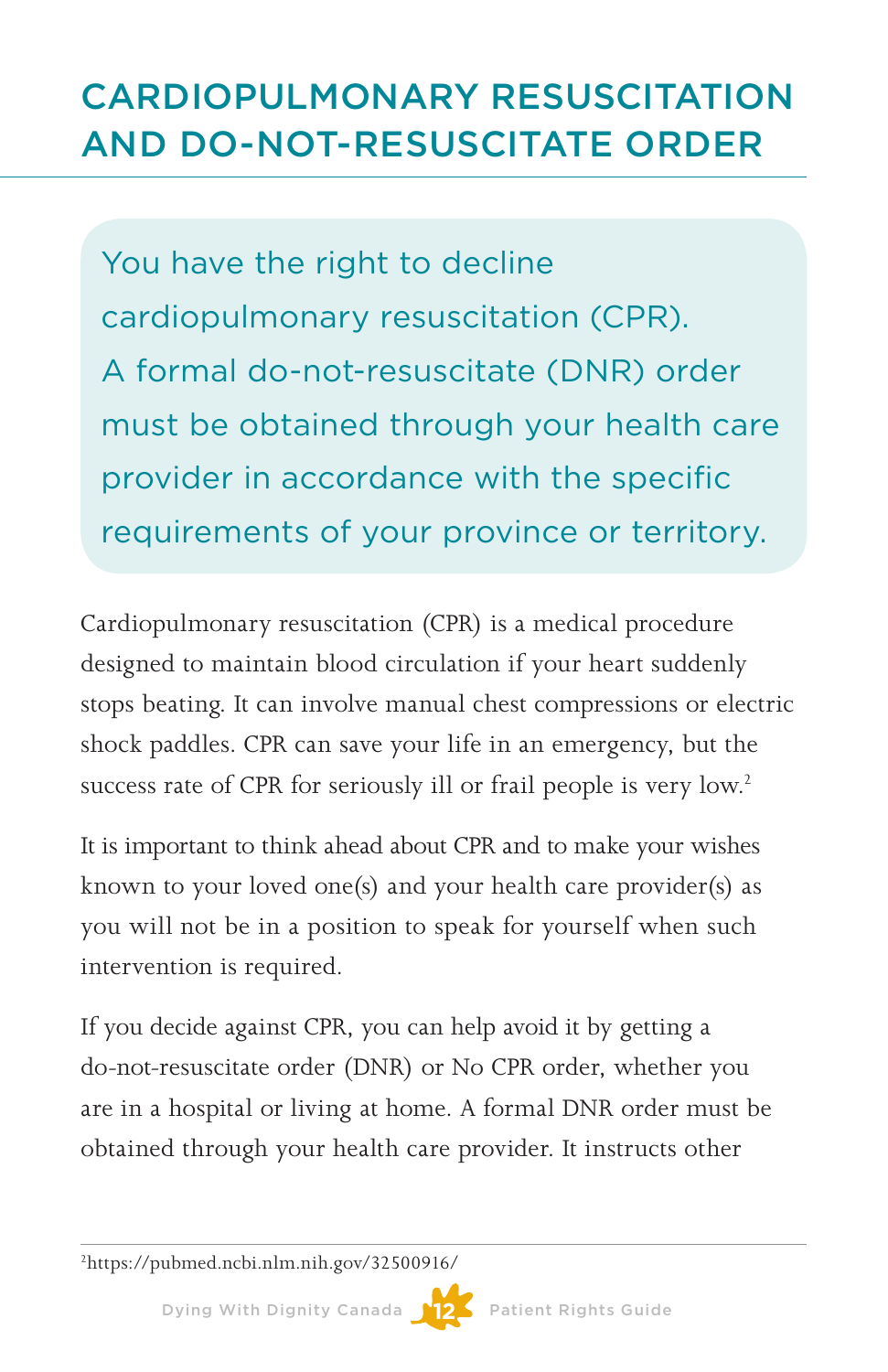## CARDIOPULMONARY RESUSCITATION AND DO-NOT-RESUSCITATE ORDER

You have the right to decline cardiopulmonary resuscitation (CPR). A formal do-not-resuscitate (DNR) order must be obtained through your health care provider in accordance with the specific requirements of your province or territory.

Cardiopulmonary resuscitation (CPR) is a medical procedure designed to maintain blood circulation if your heart suddenly stops beating. It can involve manual chest compressions or electric shock paddles. CPR can save your life in an emergency, but the success rate of CPR for seriously ill or frail people is very low.[2]

It is important to think ahead about CPR and to make your wishes known to your loved one(s) and your health care provider(s) as you will not be in a position to speak for yourself when such intervention is required.

If you decide against CPR, you can help avoid it by getting a do-not-resuscitate order (DNR) or No CPR order, whether you are in a hospital or living at home. A formal DNR order must be obtained through your health care provider. It instructs other

---

[2] https://pubmed.ncbi.nlm.nih.gov/32500916/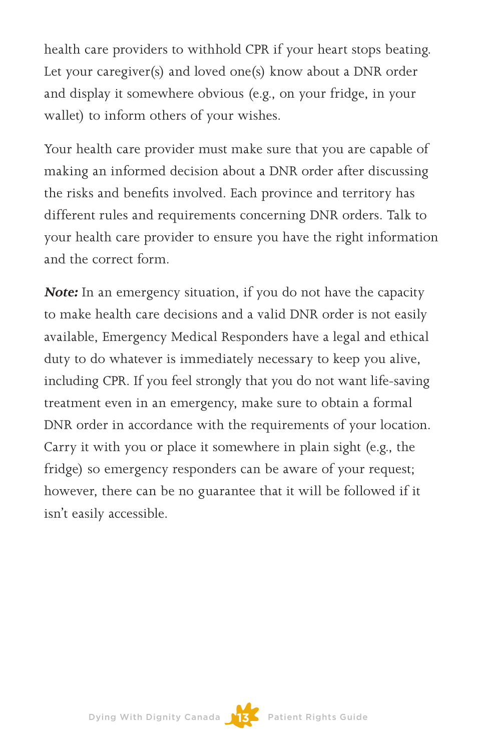health care providers to withhold CPR if your heart stops beating. Let your caregiver(s) and loved one(s) know about a DNR order and display it somewhere obvious (e.g., on your fridge, in your wallet) to inform others of your wishes.

Your health care provider must make sure that you are capable of making an informed decision about a DNR order after discussing the risks and benefits involved. Each province and territory has different rules and requirements concerning DNR orders. Talk to your health care provider to ensure you have the right information and the correct form.

***Note:*** In an emergency situation, if you do not have the capacity to make health care decisions and a valid DNR order is not easily available, Emergency Medical Responders have a legal and ethical duty to do whatever is immediately necessary to keep you alive, including CPR. If you feel strongly that you do not want life-saving treatment even in an emergency, make sure to obtain a formal DNR order in accordance with the requirements of your location. Carry it with you or place it somewhere in plain sight (e.g., the fridge) so emergency responders can be aware of your request; however, there can be no guarantee that it will be followed if it isn't easily accessible.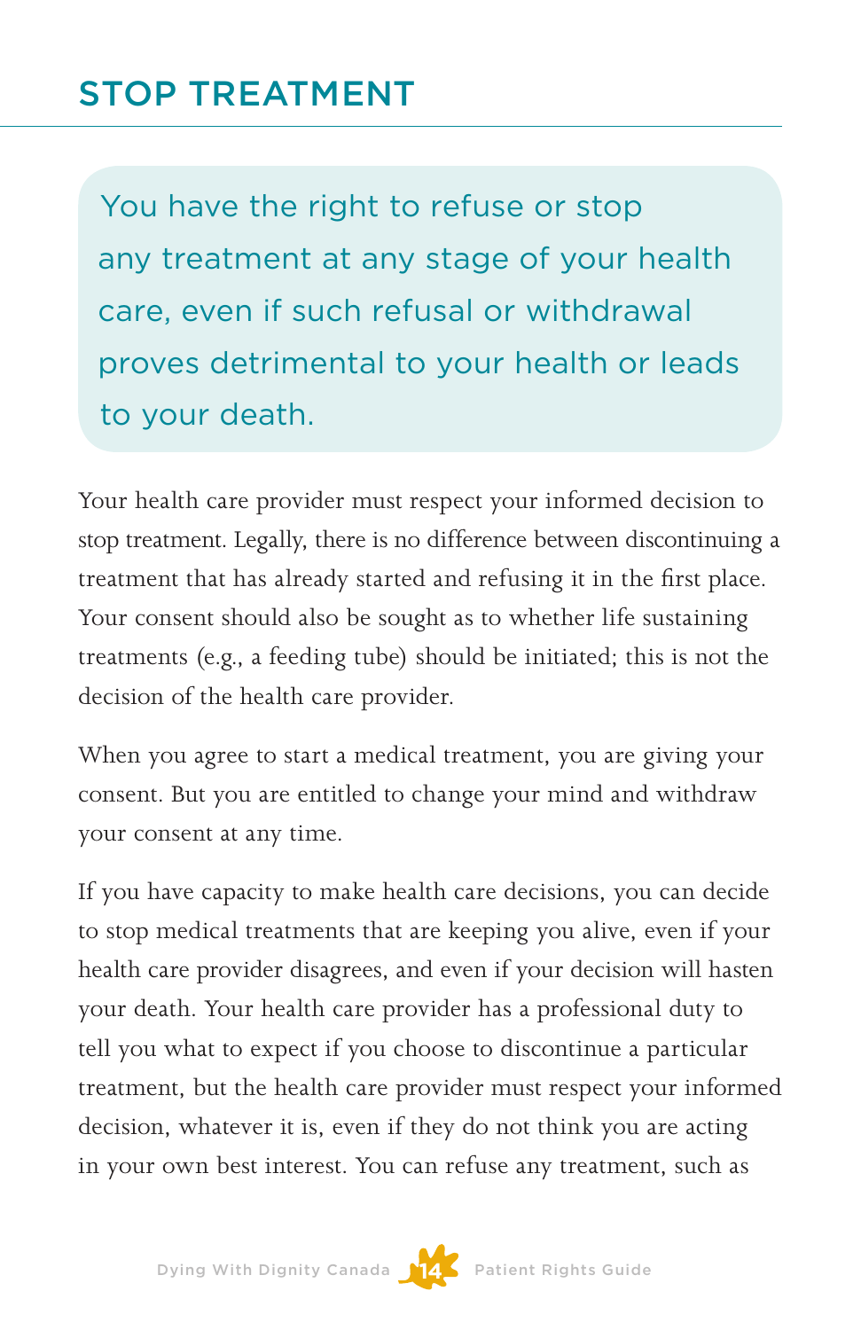## STOP TREATMENT

> You have the right to refuse or stop any treatment at any stage of your health care, even if such refusal or withdrawal proves detrimental to your health or leads to your death.

Your health care provider must respect your informed decision to stop treatment. Legally, there is no difference between discontinuing a treatment that has already started and refusing it in the first place. Your consent should also be sought as to whether life sustaining treatments (e.g., a feeding tube) should be initiated; this is not the decision of the health care provider.

When you agree to start a medical treatment, you are giving your consent. But you are entitled to change your mind and withdraw your consent at any time.

If you have capacity to make health care decisions, you can decide to stop medical treatments that are keeping you alive, even if your health care provider disagrees, and even if your decision will hasten your death. Your health care provider has a professional duty to tell you what to expect if you choose to discontinue a particular treatment, but the health care provider must respect your informed decision, whatever it is, even if they do not think you are acting in your own best interest. You can refuse any treatment, such as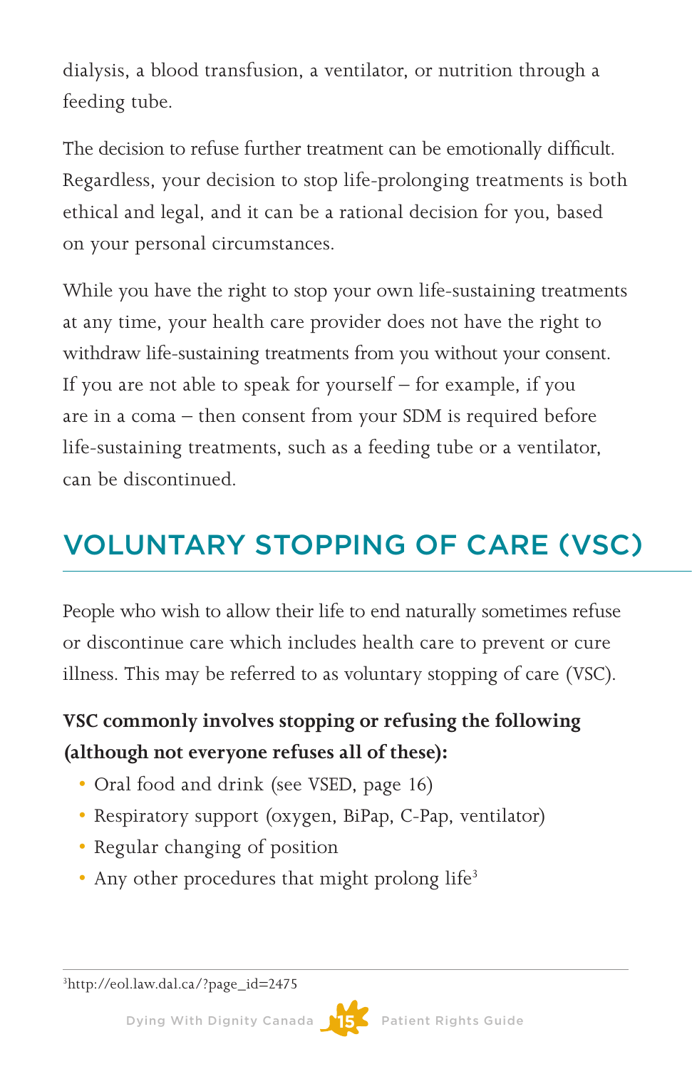dialysis, a blood transfusion, a ventilator, or nutrition through a feeding tube.

The decision to refuse further treatment can be emotionally difficult. Regardless, your decision to stop life-prolonging treatments is both ethical and legal, and it can be a rational decision for you, based on your personal circumstances.

While you have the right to stop your own life-sustaining treatments at any time, your health care provider does not have the right to withdraw life-sustaining treatments from you without your consent. If you are not able to speak for yourself – for example, if you are in a coma – then consent from your SDM is required before life-sustaining treatments, such as a feeding tube or a ventilator, can be discontinued.

## VOLUNTARY STOPPING OF CARE (VSC)

People who wish to allow their life to end naturally sometimes refuse or discontinue care which includes health care to prevent or cure illness. This may be referred to as voluntary stopping of care (VSC).

**VSC commonly involves stopping or refusing the following (although not everyone refuses all of these):**

- Oral food and drink (see VSED, page 16)
- Respiratory support (oxygen, BiPap, C-Pap, ventilator)
- Regular changing of position
- Any other procedures that might prolong life[3]

[3] http://eol.law.dal.ca/?page_id=2475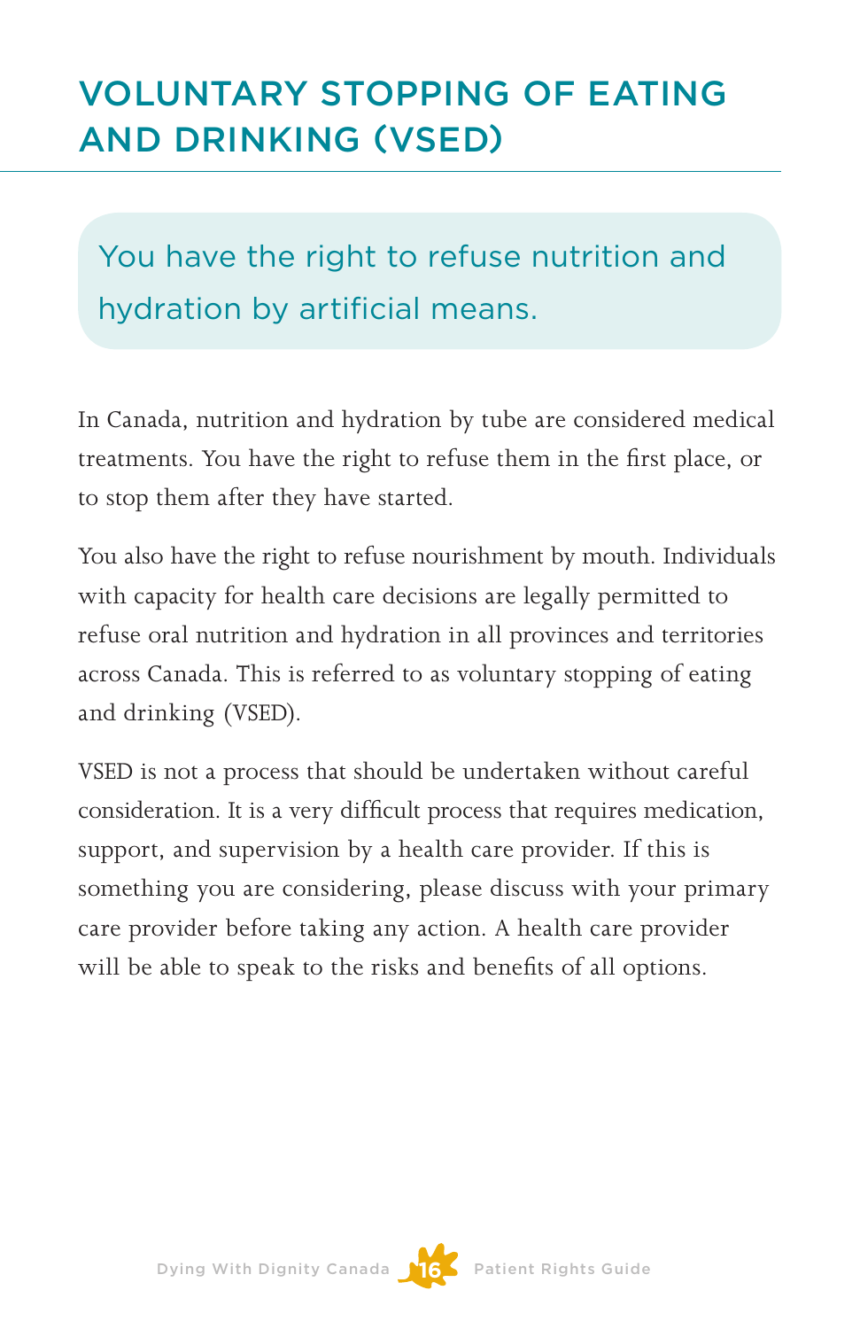# VOLUNTARY STOPPING OF EATING AND DRINKING (VSED)

> You have the right to refuse nutrition and hydration by artificial means.

In Canada, nutrition and hydration by tube are considered medical treatments. You have the right to refuse them in the first place, or to stop them after they have started.

You also have the right to refuse nourishment by mouth. Individuals with capacity for health care decisions are legally permitted to refuse oral nutrition and hydration in all provinces and territories across Canada. This is referred to as voluntary stopping of eating and drinking (VSED).

VSED is not a process that should be undertaken without careful consideration. It is a very difficult process that requires medication, support, and supervision by a health care provider. If this is something you are considering, please discuss with your primary care provider before taking any action. A health care provider will be able to speak to the risks and benefits of all options.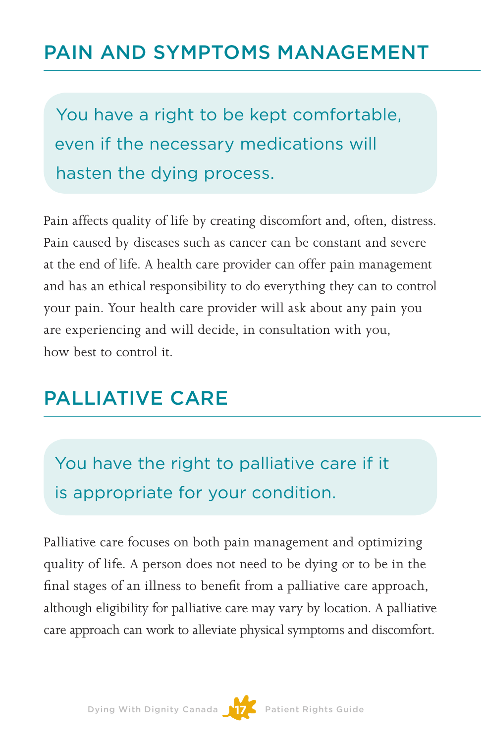## PAIN AND SYMPTOMS MANAGEMENT

> You have a right to be kept comfortable, even if the necessary medications will hasten the dying process.

Pain affects quality of life by creating discomfort and, often, distress. Pain caused by diseases such as cancer can be constant and severe at the end of life. A health care provider can offer pain management and has an ethical responsibility to do everything they can to control your pain. Your health care provider will ask about any pain you are experiencing and will decide, in consultation with you, how best to control it.

## PALLIATIVE CARE

> You have the right to palliative care if it is appropriate for your condition.

Palliative care focuses on both pain management and optimizing quality of life. A person does not need to be dying or to be in the final stages of an illness to benefit from a palliative care approach, although eligibility for palliative care may vary by location. A palliative care approach can work to alleviate physical symptoms and discomfort.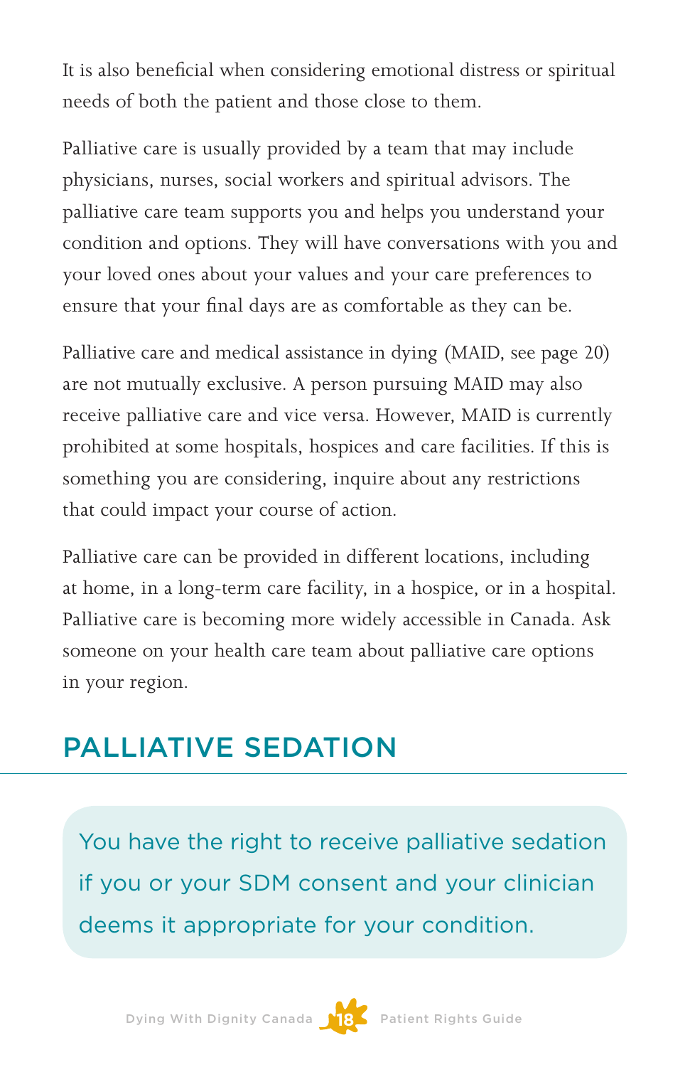It is also beneficial when considering emotional distress or spiritual needs of both the patient and those close to them.

Palliative care is usually provided by a team that may include physicians, nurses, social workers and spiritual advisors. The palliative care team supports you and helps you understand your condition and options. They will have conversations with you and your loved ones about your values and your care preferences to ensure that your final days are as comfortable as they can be.

Palliative care and medical assistance in dying (MAID, see page 20) are not mutually exclusive. A person pursuing MAID may also receive palliative care and vice versa. However, MAID is currently prohibited at some hospitals, hospices and care facilities. If this is something you are considering, inquire about any restrictions that could impact your course of action.

Palliative care can be provided in different locations, including at home, in a long-term care facility, in a hospice, or in a hospital. Palliative care is becoming more widely accessible in Canada. Ask someone on your health care team about palliative care options in your region.

## PALLIATIVE SEDATION

> You have the right to receive palliative sedation if you or your SDM consent and your clinician deems it appropriate for your condition.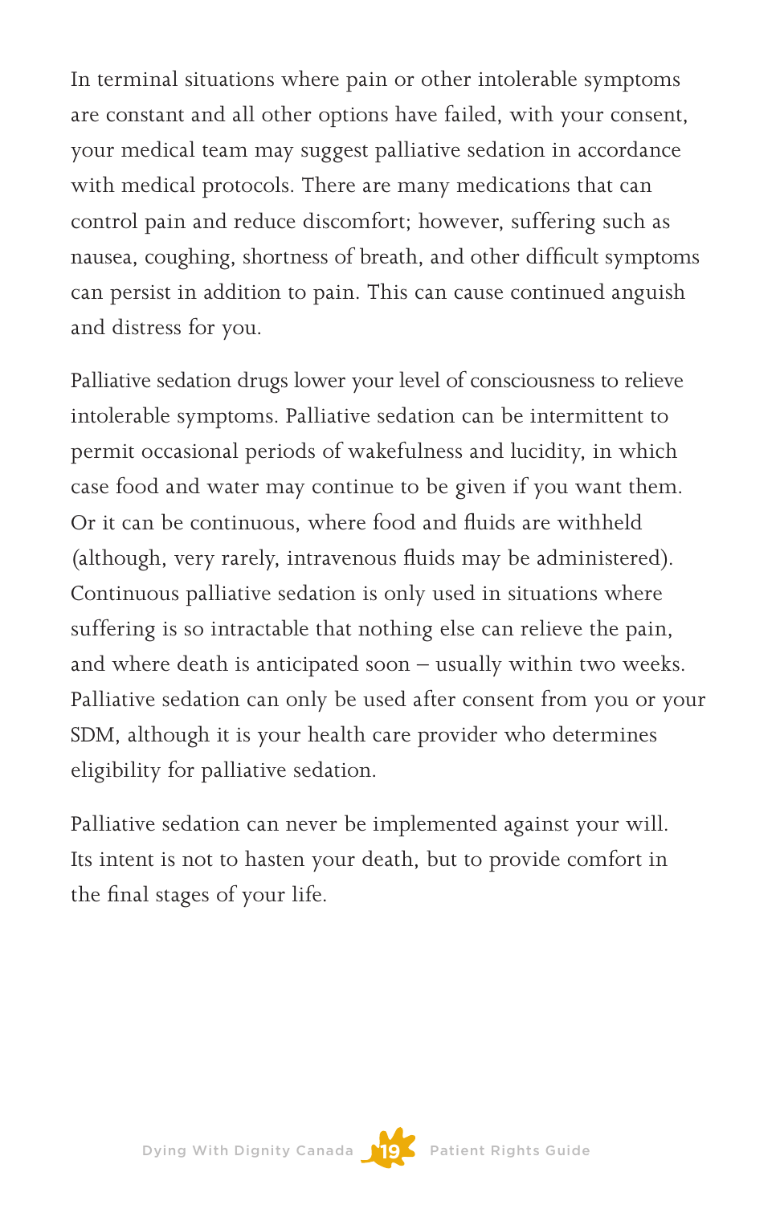In terminal situations where pain or other intolerable symptoms are constant and all other options have failed, with your consent, your medical team may suggest palliative sedation in accordance with medical protocols. There are many medications that can control pain and reduce discomfort; however, suffering such as nausea, coughing, shortness of breath, and other difficult symptoms can persist in addition to pain. This can cause continued anguish and distress for you.

Palliative sedation drugs lower your level of consciousness to relieve intolerable symptoms. Palliative sedation can be intermittent to permit occasional periods of wakefulness and lucidity, in which case food and water may continue to be given if you want them. Or it can be continuous, where food and fluids are withheld (although, very rarely, intravenous fluids may be administered). Continuous palliative sedation is only used in situations where suffering is so intractable that nothing else can relieve the pain, and where death is anticipated soon – usually within two weeks. Palliative sedation can only be used after consent from you or your SDM, although it is your health care provider who determines eligibility for palliative sedation.

Palliative sedation can never be implemented against your will. Its intent is not to hasten your death, but to provide comfort in the final stages of your life.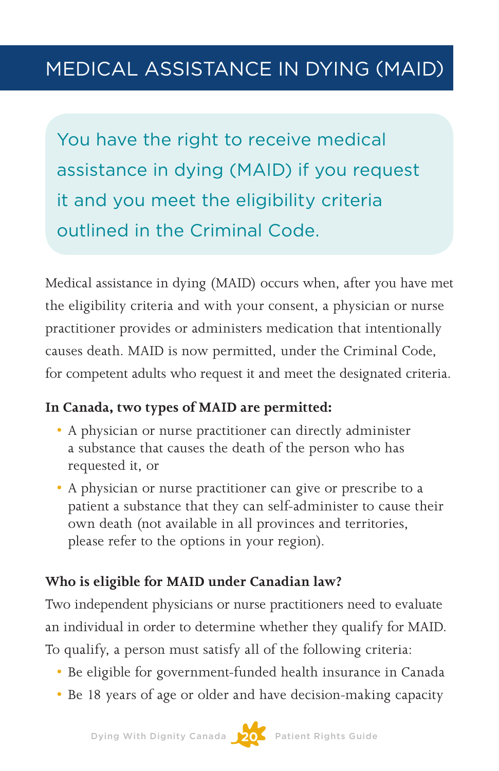# MEDICAL ASSISTANCE IN DYING (MAID)

> You have the right to receive medical assistance in dying (MAID) if you request it and you meet the eligibility criteria outlined in the Criminal Code.

Medical assistance in dying (MAID) occurs when, after you have met the eligibility criteria and with your consent, a physician or nurse practitioner provides or administers medication that intentionally causes death. MAID is now permitted, under the Criminal Code, for competent adults who request it and meet the designated criteria.

**In Canada, two types of MAID are permitted:**

- A physician or nurse practitioner can directly administer a substance that causes the death of the person who has requested it, or
- A physician or nurse practitioner can give or prescribe to a patient a substance that they can self-administer to cause their own death (not available in all provinces and territories, please refer to the options in your region).

**Who is eligible for MAID under Canadian law?**

Two independent physicians or nurse practitioners need to evaluate an individual in order to determine whether they qualify for MAID. To qualify, a person must satisfy all of the following criteria:

- Be eligible for government-funded health insurance in Canada
- Be 18 years of age or older and have decision-making capacity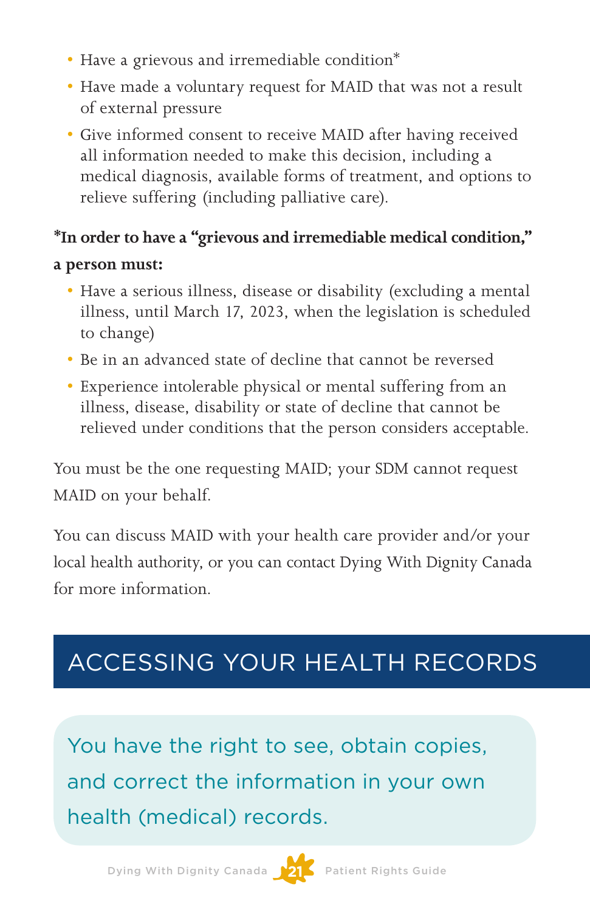- Have a grievous and irremediable condition*
- Have made a voluntary request for MAID that was not a result of external pressure
- Give informed consent to receive MAID after having received all information needed to make this decision, including a medical diagnosis, available forms of treatment, and options to relieve suffering (including palliative care).

**\*In order to have a "grievous and irremediable medical condition," a person must:**

- Have a serious illness, disease or disability (excluding a mental illness, until March 17, 2023, when the legislation is scheduled to change)
- Be in an advanced state of decline that cannot be reversed
- Experience intolerable physical or mental suffering from an illness, disease, disability or state of decline that cannot be relieved under conditions that the person considers acceptable.

You must be the one requesting MAID; your SDM cannot request MAID on your behalf.

You can discuss MAID with your health care provider and/or your local health authority, or you can contact Dying With Dignity Canada for more information.

## ACCESSING YOUR HEALTH RECORDS

You have the right to see, obtain copies, and correct the information in your own health (medical) records.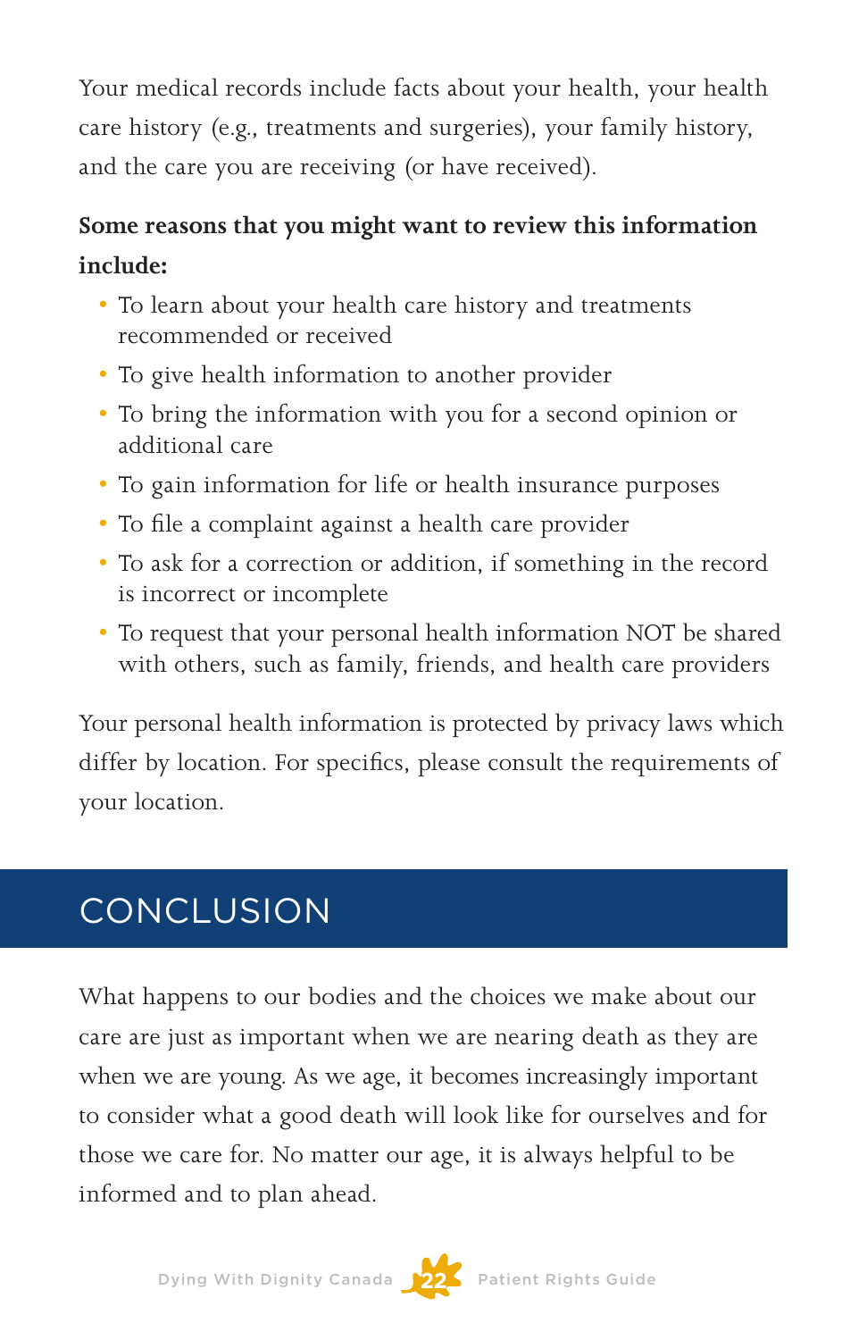Your medical records include facts about your health, your health care history (e.g., treatments and surgeries), your family history, and the care you are receiving (or have received).

**Some reasons that you might want to review this information include:**

- To learn about your health care history and treatments recommended or received
- To give health information to another provider
- To bring the information with you for a second opinion or additional care
- To gain information for life or health insurance purposes
- To file a complaint against a health care provider
- To ask for a correction or addition, if something in the record is incorrect or incomplete
- To request that your personal health information NOT be shared with others, such as family, friends, and health care providers

Your personal health information is protected by privacy laws which differ by location. For specifics, please consult the requirements of your location.

## CONCLUSION

What happens to our bodies and the choices we make about our care are just as important when we are nearing death as they are when we are young. As we age, it becomes increasingly important to consider what a good death will look like for ourselves and for those we care for. No matter our age, it is always helpful to be informed and to plan ahead.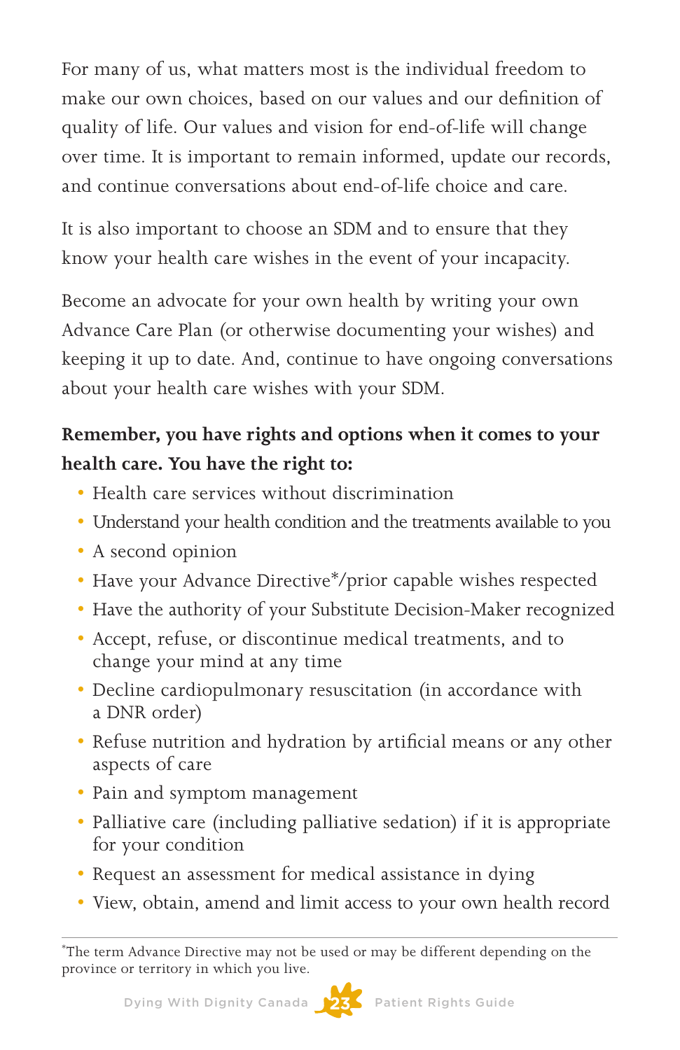For many of us, what matters most is the individual freedom to make our own choices, based on our values and our definition of quality of life. Our values and vision for end-of-life will change over time. It is important to remain informed, update our records, and continue conversations about end-of-life choice and care.

It is also important to choose an SDM and to ensure that they know your health care wishes in the event of your incapacity.

Become an advocate for your own health by writing your own Advance Care Plan (or otherwise documenting your wishes) and keeping it up to date. And, continue to have ongoing conversations about your health care wishes with your SDM.

**Remember, you have rights and options when it comes to your health care. You have the right to:**

- Health care services without discrimination
- Understand your health condition and the treatments available to you
- A second opinion
- Have your Advance Directive*/prior capable wishes respected
- Have the authority of your Substitute Decision-Maker recognized
- Accept, refuse, or discontinue medical treatments, and to change your mind at any time
- Decline cardiopulmonary resuscitation (in accordance with a DNR order)
- Refuse nutrition and hydration by artificial means or any other aspects of care
- Pain and symptom management
- Palliative care (including palliative sedation) if it is appropriate for your condition
- Request an assessment for medical assistance in dying
- View, obtain, amend and limit access to your own health record

---

*The term Advance Directive may not be used or may be different depending on the province or territory in which you live.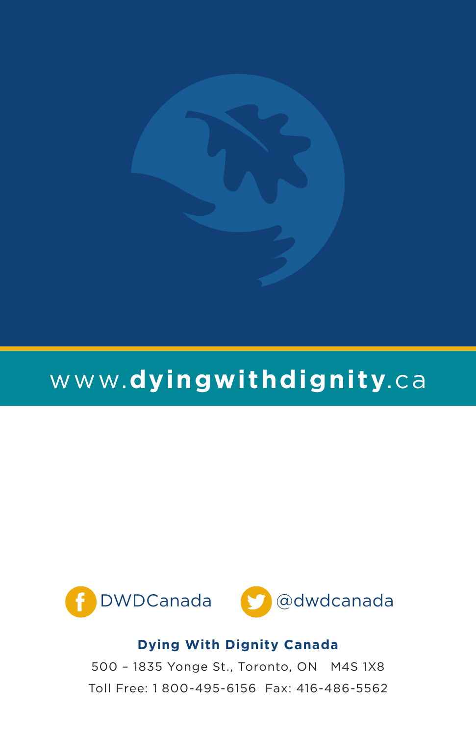www.**dyingwithdignity**.ca

DWDCanada

@dwdcanada

**Dying With Dignity Canada**

500 – 1835 Yonge St., Toronto, ON  M4S 1X8

Toll Free: 1 800-495-6156  Fax: 416-486-5562